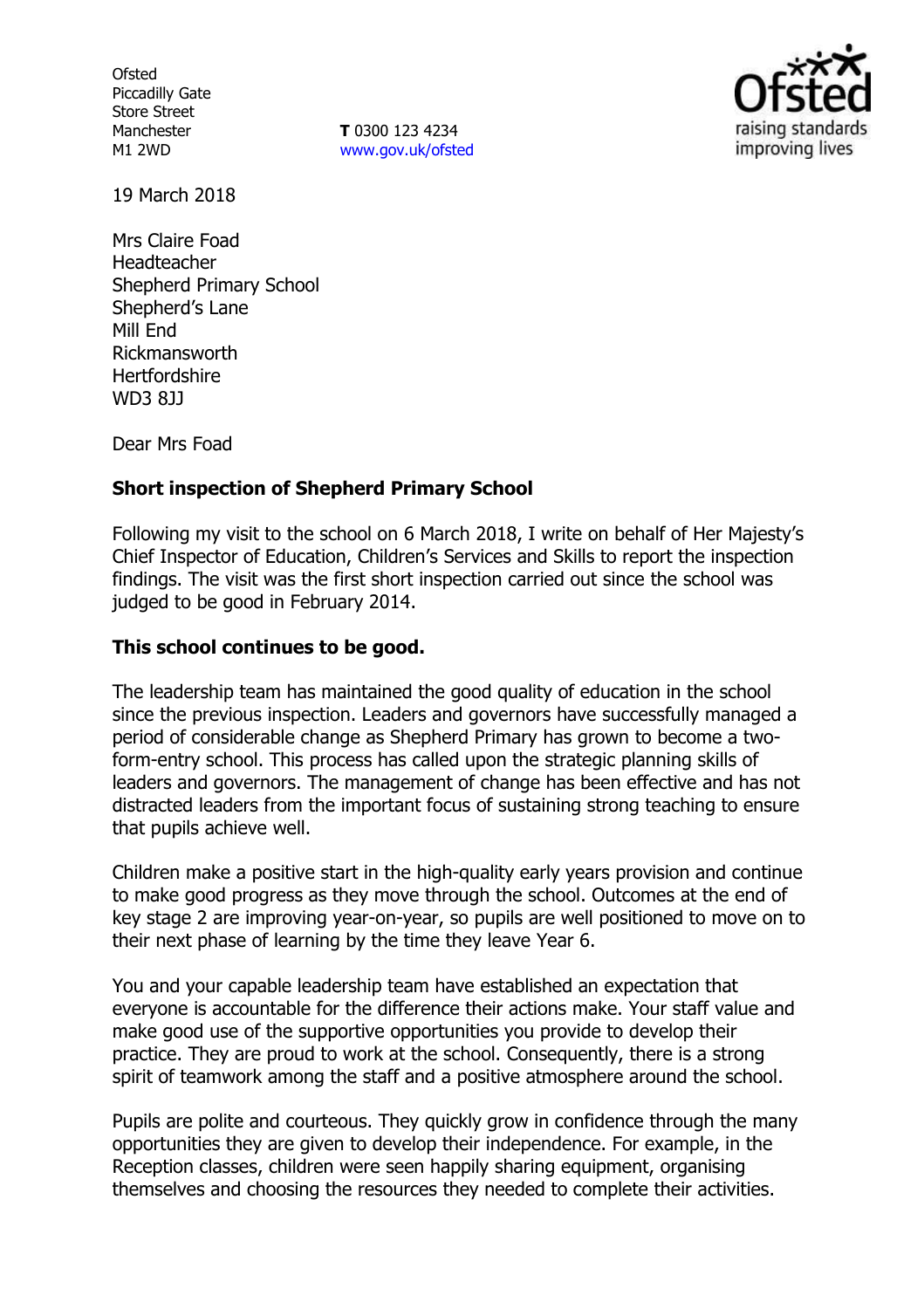Ofsted
Piccadilly Gate
Store Street
Manchester
M1 2WD

**T** 0300 123 4234
www.gov.uk/ofsted

19 March 2018

Mrs Claire Foad
Headteacher
Shepherd Primary School
Shepherd's Lane
Mill End
Rickmansworth
Hertfordshire
WD3 8JJ

Dear Mrs Foad

**Short inspection of Shepherd Primary School**

Following my visit to the school on 6 March 2018, I write on behalf of Her Majesty's Chief Inspector of Education, Children's Services and Skills to report the inspection findings. The visit was the first short inspection carried out since the school was judged to be good in February 2014.

**This school continues to be good.**

The leadership team has maintained the good quality of education in the school since the previous inspection. Leaders and governors have successfully managed a period of considerable change as Shepherd Primary has grown to become a two-form-entry school. This process has called upon the strategic planning skills of leaders and governors. The management of change has been effective and has not distracted leaders from the important focus of sustaining strong teaching to ensure that pupils achieve well.

Children make a positive start in the high-quality early years provision and continue to make good progress as they move through the school. Outcomes at the end of key stage 2 are improving year-on-year, so pupils are well positioned to move on to their next phase of learning by the time they leave Year 6.

You and your capable leadership team have established an expectation that everyone is accountable for the difference their actions make. Your staff value and make good use of the supportive opportunities you provide to develop their practice. They are proud to work at the school. Consequently, there is a strong spirit of teamwork among the staff and a positive atmosphere around the school.

Pupils are polite and courteous. They quickly grow in confidence through the many opportunities they are given to develop their independence. For example, in the Reception classes, children were seen happily sharing equipment, organising themselves and choosing the resources they needed to complete their activities.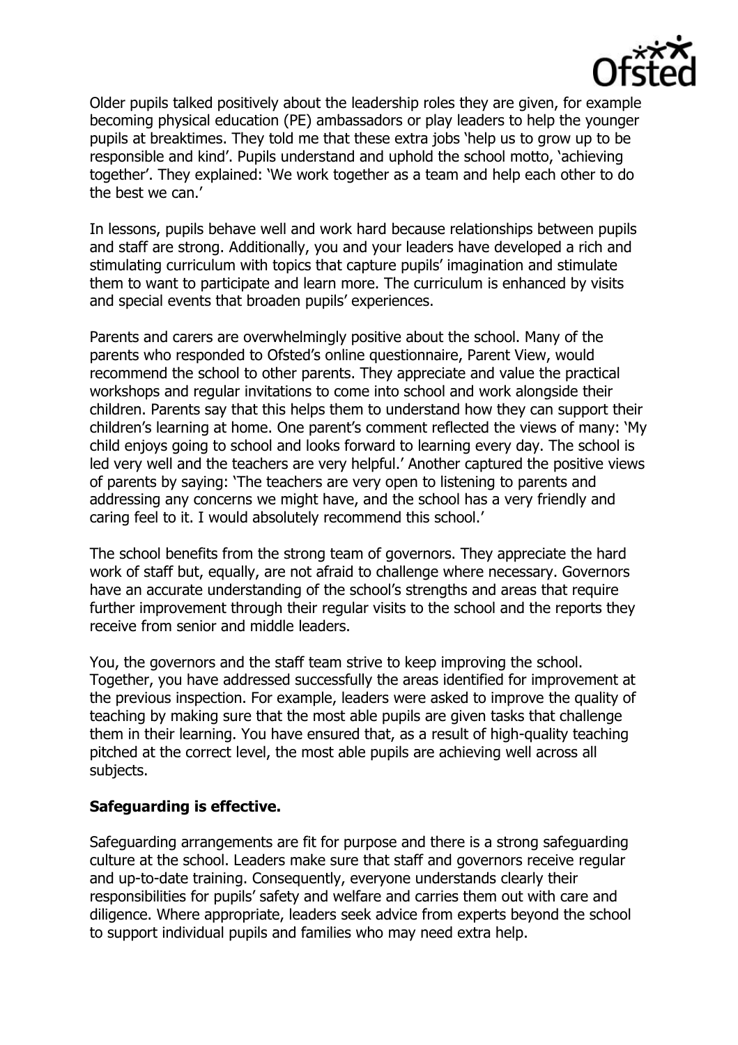Older pupils talked positively about the leadership roles they are given, for example becoming physical education (PE) ambassadors or play leaders to help the younger pupils at breaktimes. They told me that these extra jobs 'help us to grow up to be responsible and kind'. Pupils understand and uphold the school motto, 'achieving together'. They explained: 'We work together as a team and help each other to do the best we can.'

In lessons, pupils behave well and work hard because relationships between pupils and staff are strong. Additionally, you and your leaders have developed a rich and stimulating curriculum with topics that capture pupils' imagination and stimulate them to want to participate and learn more. The curriculum is enhanced by visits and special events that broaden pupils' experiences.

Parents and carers are overwhelmingly positive about the school. Many of the parents who responded to Ofsted's online questionnaire, Parent View, would recommend the school to other parents. They appreciate and value the practical workshops and regular invitations to come into school and work alongside their children. Parents say that this helps them to understand how they can support their children's learning at home. One parent's comment reflected the views of many: 'My child enjoys going to school and looks forward to learning every day. The school is led very well and the teachers are very helpful.' Another captured the positive views of parents by saying: 'The teachers are very open to listening to parents and addressing any concerns we might have, and the school has a very friendly and caring feel to it. I would absolutely recommend this school.'

The school benefits from the strong team of governors. They appreciate the hard work of staff but, equally, are not afraid to challenge where necessary. Governors have an accurate understanding of the school's strengths and areas that require further improvement through their regular visits to the school and the reports they receive from senior and middle leaders.

You, the governors and the staff team strive to keep improving the school. Together, you have addressed successfully the areas identified for improvement at the previous inspection. For example, leaders were asked to improve the quality of teaching by making sure that the most able pupils are given tasks that challenge them in their learning. You have ensured that, as a result of high-quality teaching pitched at the correct level, the most able pupils are achieving well across all subjects.

**Safeguarding is effective.**

Safeguarding arrangements are fit for purpose and there is a strong safeguarding culture at the school. Leaders make sure that staff and governors receive regular and up-to-date training. Consequently, everyone understands clearly their responsibilities for pupils' safety and welfare and carries them out with care and diligence. Where appropriate, leaders seek advice from experts beyond the school to support individual pupils and families who may need extra help.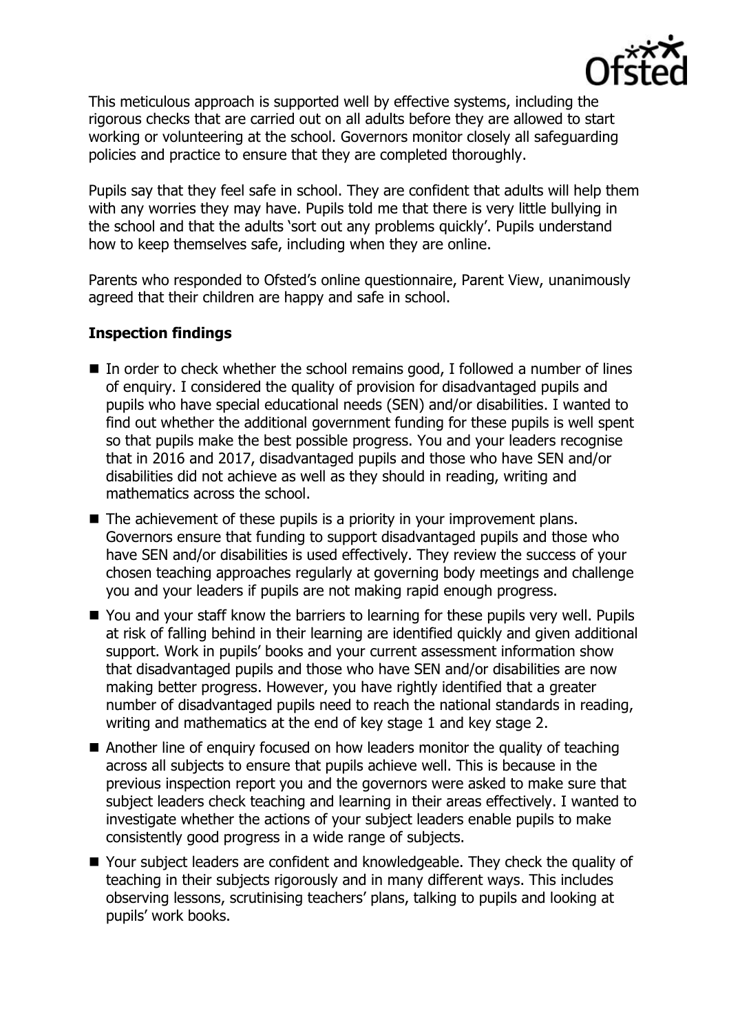This meticulous approach is supported well by effective systems, including the rigorous checks that are carried out on all adults before they are allowed to start working or volunteering at the school. Governors monitor closely all safeguarding policies and practice to ensure that they are completed thoroughly.

Pupils say that they feel safe in school. They are confident that adults will help them with any worries they may have. Pupils told me that there is very little bullying in the school and that the adults 'sort out any problems quickly'. Pupils understand how to keep themselves safe, including when they are online.

Parents who responded to Ofsted's online questionnaire, Parent View, unanimously agreed that their children are happy and safe in school.

## Inspection findings

- In order to check whether the school remains good, I followed a number of lines of enquiry. I considered the quality of provision for disadvantaged pupils and pupils who have special educational needs (SEN) and/or disabilities. I wanted to find out whether the additional government funding for these pupils is well spent so that pupils make the best possible progress. You and your leaders recognise that in 2016 and 2017, disadvantaged pupils and those who have SEN and/or disabilities did not achieve as well as they should in reading, writing and mathematics across the school.
- The achievement of these pupils is a priority in your improvement plans. Governors ensure that funding to support disadvantaged pupils and those who have SEN and/or disabilities is used effectively. They review the success of your chosen teaching approaches regularly at governing body meetings and challenge you and your leaders if pupils are not making rapid enough progress.
- You and your staff know the barriers to learning for these pupils very well. Pupils at risk of falling behind in their learning are identified quickly and given additional support. Work in pupils' books and your current assessment information show that disadvantaged pupils and those who have SEN and/or disabilities are now making better progress. However, you have rightly identified that a greater number of disadvantaged pupils need to reach the national standards in reading, writing and mathematics at the end of key stage 1 and key stage 2.
- Another line of enquiry focused on how leaders monitor the quality of teaching across all subjects to ensure that pupils achieve well. This is because in the previous inspection report you and the governors were asked to make sure that subject leaders check teaching and learning in their areas effectively. I wanted to investigate whether the actions of your subject leaders enable pupils to make consistently good progress in a wide range of subjects.
- Your subject leaders are confident and knowledgeable. They check the quality of teaching in their subjects rigorously and in many different ways. This includes observing lessons, scrutinising teachers' plans, talking to pupils and looking at pupils' work books.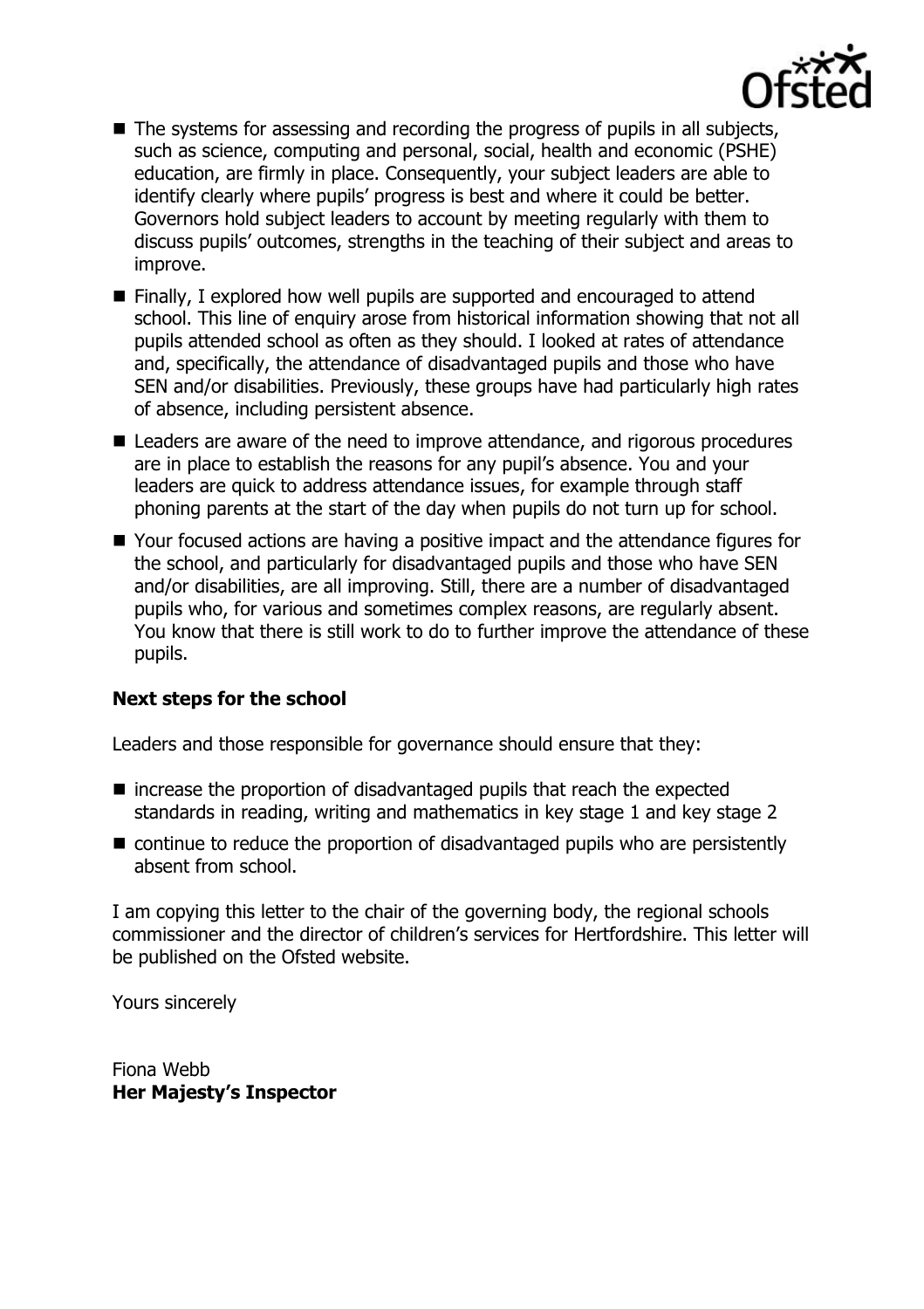- The systems for assessing and recording the progress of pupils in all subjects, such as science, computing and personal, social, health and economic (PSHE) education, are firmly in place. Consequently, your subject leaders are able to identify clearly where pupils' progress is best and where it could be better. Governors hold subject leaders to account by meeting regularly with them to discuss pupils' outcomes, strengths in the teaching of their subject and areas to improve.
- Finally, I explored how well pupils are supported and encouraged to attend school. This line of enquiry arose from historical information showing that not all pupils attended school as often as they should. I looked at rates of attendance and, specifically, the attendance of disadvantaged pupils and those who have SEN and/or disabilities. Previously, these groups have had particularly high rates of absence, including persistent absence.
- Leaders are aware of the need to improve attendance, and rigorous procedures are in place to establish the reasons for any pupil's absence. You and your leaders are quick to address attendance issues, for example through staff phoning parents at the start of the day when pupils do not turn up for school.
- Your focused actions are having a positive impact and the attendance figures for the school, and particularly for disadvantaged pupils and those who have SEN and/or disabilities, are all improving. Still, there are a number of disadvantaged pupils who, for various and sometimes complex reasons, are regularly absent. You know that there is still work to do to further improve the attendance of these pupils.

## Next steps for the school

Leaders and those responsible for governance should ensure that they:

- increase the proportion of disadvantaged pupils that reach the expected standards in reading, writing and mathematics in key stage 1 and key stage 2
- continue to reduce the proportion of disadvantaged pupils who are persistently absent from school.

I am copying this letter to the chair of the governing body, the regional schools commissioner and the director of children's services for Hertfordshire. This letter will be published on the Ofsted website.

Yours sincerely

Fiona Webb
**Her Majesty's Inspector**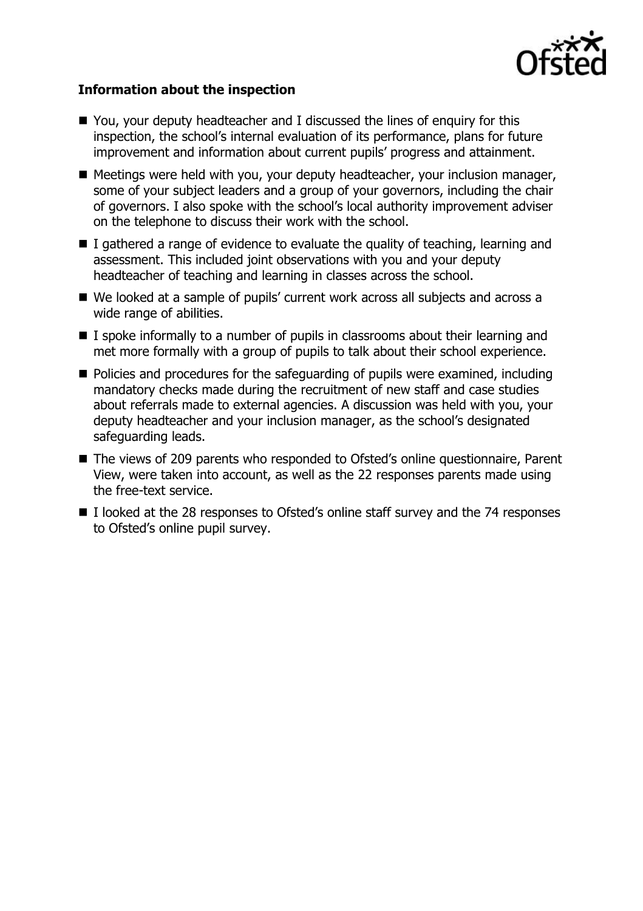**Information about the inspection**

- You, your deputy headteacher and I discussed the lines of enquiry for this inspection, the school's internal evaluation of its performance, plans for future improvement and information about current pupils' progress and attainment.
- Meetings were held with you, your deputy headteacher, your inclusion manager, some of your subject leaders and a group of your governors, including the chair of governors. I also spoke with the school's local authority improvement adviser on the telephone to discuss their work with the school.
- I gathered a range of evidence to evaluate the quality of teaching, learning and assessment. This included joint observations with you and your deputy headteacher of teaching and learning in classes across the school.
- We looked at a sample of pupils' current work across all subjects and across a wide range of abilities.
- I spoke informally to a number of pupils in classrooms about their learning and met more formally with a group of pupils to talk about their school experience.
- Policies and procedures for the safeguarding of pupils were examined, including mandatory checks made during the recruitment of new staff and case studies about referrals made to external agencies. A discussion was held with you, your deputy headteacher and your inclusion manager, as the school's designated safeguarding leads.
- The views of 209 parents who responded to Ofsted's online questionnaire, Parent View, were taken into account, as well as the 22 responses parents made using the free-text service.
- I looked at the 28 responses to Ofsted's online staff survey and the 74 responses to Ofsted's online pupil survey.